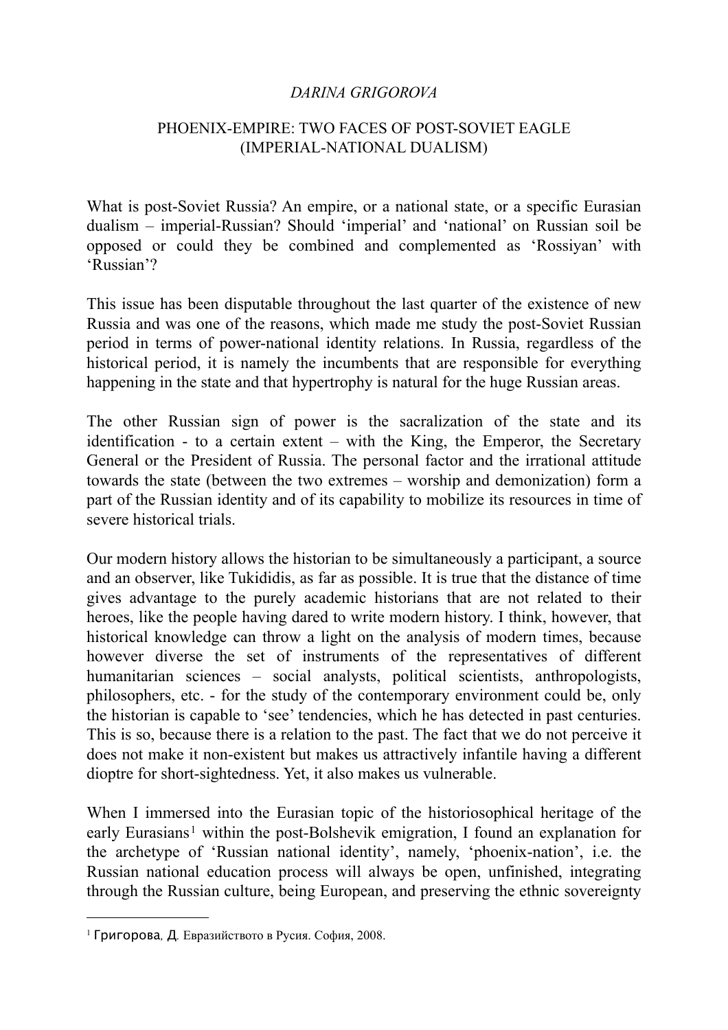*DARINA GRIGOROVA*

# PHOENIX-EMPIRE: TWO FACES OF POST-SOVIET EAGLE (IMPERIAL-NATIONAL DUALISM)

What is post-Soviet Russia? An empire, or a national state, or a specific Eurasian dualism – imperial-Russian? Should 'imperial' and 'national' on Russian soil be opposed or could they be combined and complemented as 'Rossiyan' with 'Russian'?

This issue has been disputable throughout the last quarter of the existence of new Russia and was one of the reasons, which made me study the post-Soviet Russian period in terms of power-national identity relations. In Russia, regardless of the historical period, it is namely the incumbents that are responsible for everything happening in the state and that hypertrophy is natural for the huge Russian areas.

The other Russian sign of power is the sacralization of the state and its identification - to a certain extent – with the King, the Emperor, the Secretary General or the President of Russia. The personal factor and the irrational attitude towards the state (between the two extremes – worship and demonization) form a part of the Russian identity and of its capability to mobilize its resources in time of severe historical trials.

Our modern history allows the historian to be simultaneously a participant, a source and an observer, like Tukididis, as far as possible. It is true that the distance of time gives advantage to the purely academic historians that are not related to their heroes, like the people having dared to write modern history. I think, however, that historical knowledge can throw a light on the analysis of modern times, because however diverse the set of instruments of the representatives of different humanitarian sciences – social analysts, political scientists, anthropologists, philosophers, etc. - for the study of the contemporary environment could be, only the historian is capable to 'see' tendencies, which he has detected in past centuries. This is so, because there is a relation to the past. The fact that we do not perceive it does not make it non-existent but makes us attractively infantile having a different dioptre for short-sightedness. Yet, it also makes us vulnerable.

When I immersed into the Eurasian topic of the historiosophical heritage of the early Eurasians[1] within the post-Bolshevik emigration, I found an explanation for the archetype of 'Russian national identity', namely, 'phoenix-nation', i.e. the Russian national education process will always be open, unfinished, integrating through the Russian culture, being European, and preserving the ethnic sovereignty

---

[1] Григорова, Д. Евразийството в Русия. София, 2008.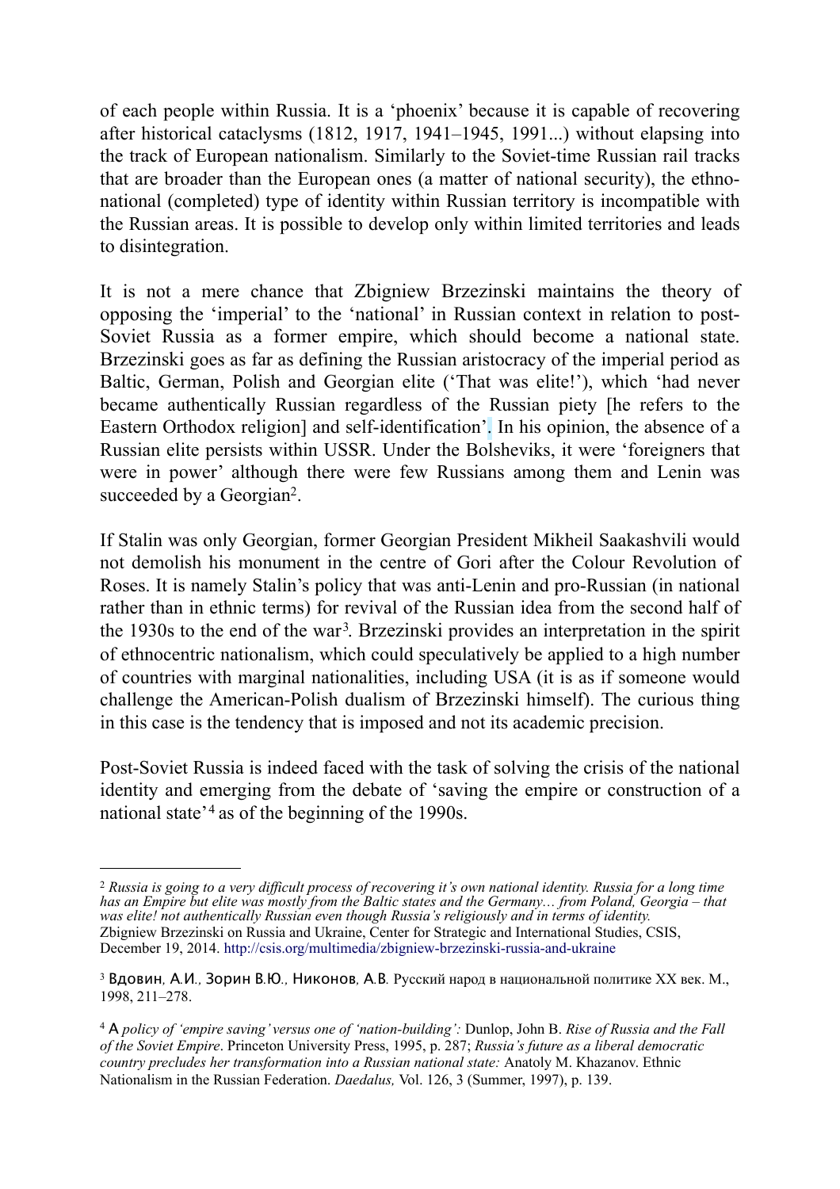of each people within Russia. It is a 'phoenix' because it is capable of recovering after historical cataclysms (1812, 1917, 1941–1945, 1991...) without elapsing into the track of European nationalism. Similarly to the Soviet-time Russian rail tracks that are broader than the European ones (a matter of national security), the ethno-national (completed) type of identity within Russian territory is incompatible with the Russian areas. It is possible to develop only within limited territories and leads to disintegration.

It is not a mere chance that Zbigniew Brzezinski maintains the theory of opposing the 'imperial' to the 'national' in Russian context in relation to post-Soviet Russia as a former empire, which should become a national state. Brzezinski goes as far as defining the Russian aristocracy of the imperial period as Baltic, German, Polish and Georgian elite ('That was elite!'), which 'had never became authentically Russian regardless of the Russian piety [he refers to the Eastern Orthodox religion] and self-identification'. In his opinion, the absence of a Russian elite persists within USSR. Under the Bolsheviks, it were 'foreigners that were in power' although there were few Russians among them and Lenin was succeeded by a Georgian[2].

If Stalin was only Georgian, former Georgian President Mikheil Saakashvili would not demolish his monument in the centre of Gori after the Colour Revolution of Roses. It is namely Stalin's policy that was anti-Lenin and pro-Russian (in national rather than in ethnic terms) for revival of the Russian idea from the second half of the 1930s to the end of the war[3]. Brzezinski provides an interpretation in the spirit of ethnocentric nationalism, which could speculatively be applied to a high number of countries with marginal nationalities, including USA (it is as if someone would challenge the American-Polish dualism of Brzezinski himself). The curious thing in this case is the tendency that is imposed and not its academic precision.

Post-Soviet Russia is indeed faced with the task of solving the crisis of the national identity and emerging from the debate of 'saving the empire or construction of a national state'[4] as of the beginning of the 1990s.

---

[2] *Russia is going to a very difficult process of recovering it's own national identity. Russia for a long time has an Empire but elite was mostly from the Baltic states and the Germany… from Poland, Georgia – that was elite! not authentically Russian even though Russia's religiously and in terms of identity.* Zbigniew Brzezinski on Russia and Ukraine, Center for Strategic and International Studies, CSIS, December 19, 2014. http://csis.org/multimedia/zbigniew-brzezinski-russia-and-ukraine

[3] Вдовин, А.И., Зорин В.Ю., Никонов, А.В. Русский народ в национальной политике XX век. М., 1998, 211–278.

[4] *A policy of 'empire saving' versus one of 'nation-building':* Dunlop, John B. *Rise of Russia and the Fall of the Soviet Empire*. Princeton University Press, 1995, p. 287; *Russia's future as a liberal democratic country precludes her transformation into a Russian national state:* Anatoly M. Khazanov. Ethnic Nationalism in the Russian Federation. *Daedalus,* Vol. 126, 3 (Summer, 1997), p. 139.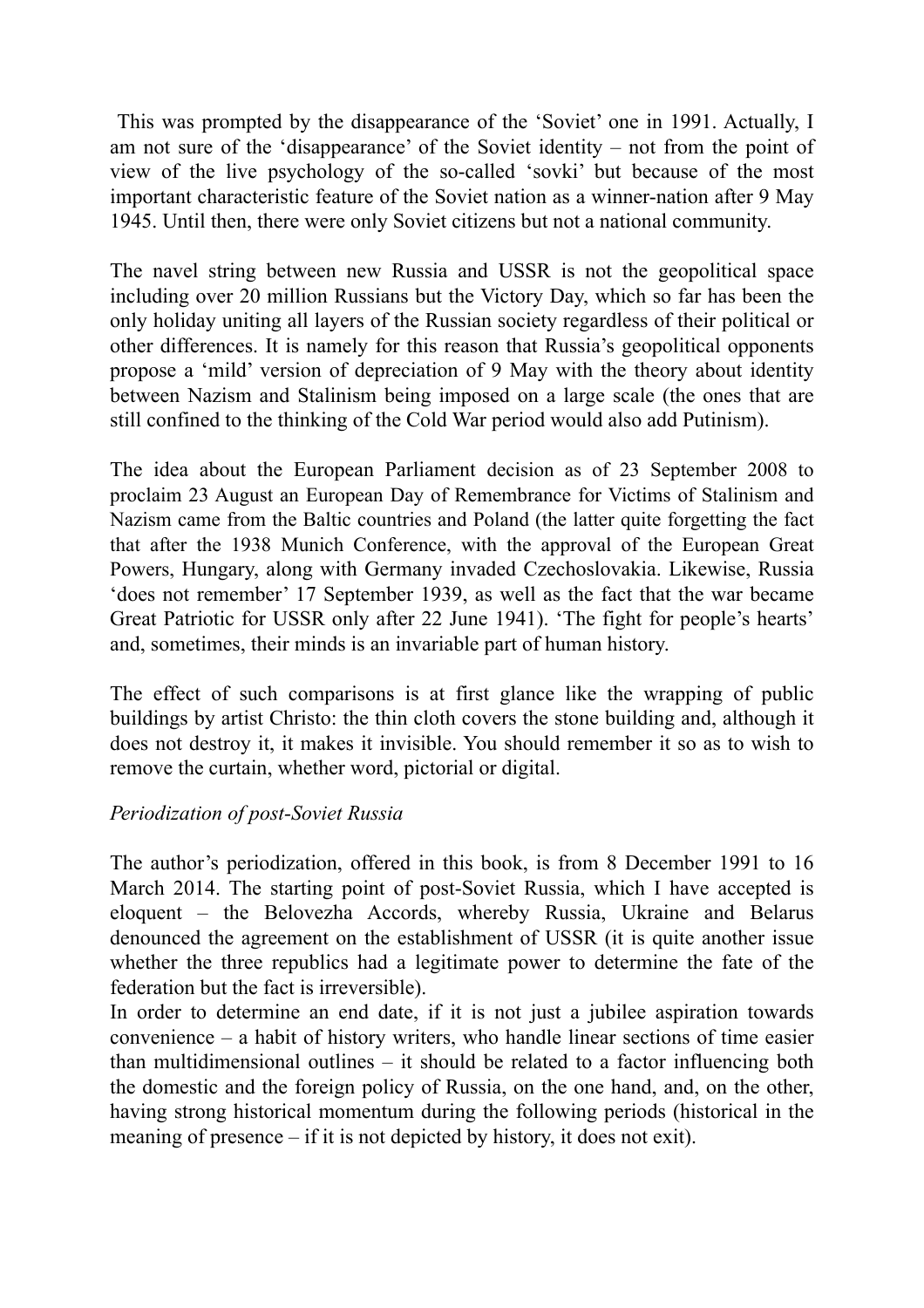This was prompted by the disappearance of the 'Soviet' one in 1991. Actually, I am not sure of the 'disappearance' of the Soviet identity – not from the point of view of the live psychology of the so-called 'sovki' but because of the most important characteristic feature of the Soviet nation as a winner-nation after 9 May 1945. Until then, there were only Soviet citizens but not a national community.

The navel string between new Russia and USSR is not the geopolitical space including over 20 million Russians but the Victory Day, which so far has been the only holiday uniting all layers of the Russian society regardless of their political or other differences. It is namely for this reason that Russia's geopolitical opponents propose a 'mild' version of depreciation of 9 May with the theory about identity between Nazism and Stalinism being imposed on a large scale (the ones that are still confined to the thinking of the Cold War period would also add Putinism).

The idea about the European Parliament decision as of 23 September 2008 to proclaim 23 August an European Day of Remembrance for Victims of Stalinism and Nazism came from the Baltic countries and Poland (the latter quite forgetting the fact that after the 1938 Munich Conference, with the approval of the European Great Powers, Hungary, along with Germany invaded Czechoslovakia. Likewise, Russia 'does not remember' 17 September 1939, as well as the fact that the war became Great Patriotic for USSR only after 22 June 1941). 'The fight for people's hearts' and, sometimes, their minds is an invariable part of human history.

The effect of such comparisons is at first glance like the wrapping of public buildings by artist Christo: the thin cloth covers the stone building and, although it does not destroy it, it makes it invisible. You should remember it so as to wish to remove the curtain, whether word, pictorial or digital.

*Periodization of post-Soviet Russia*

The author's periodization, offered in this book, is from 8 December 1991 to 16 March 2014. The starting point of post-Soviet Russia, which I have accepted is eloquent – the Belovezha Accords, whereby Russia, Ukraine and Belarus denounced the agreement on the establishment of USSR (it is quite another issue whether the three republics had a legitimate power to determine the fate of the federation but the fact is irreversible).
In order to determine an end date, if it is not just a jubilee aspiration towards convenience – a habit of history writers, who handle linear sections of time easier than multidimensional outlines – it should be related to a factor influencing both the domestic and the foreign policy of Russia, on the one hand, and, on the other, having strong historical momentum during the following periods (historical in the meaning of presence – if it is not depicted by history, it does not exit).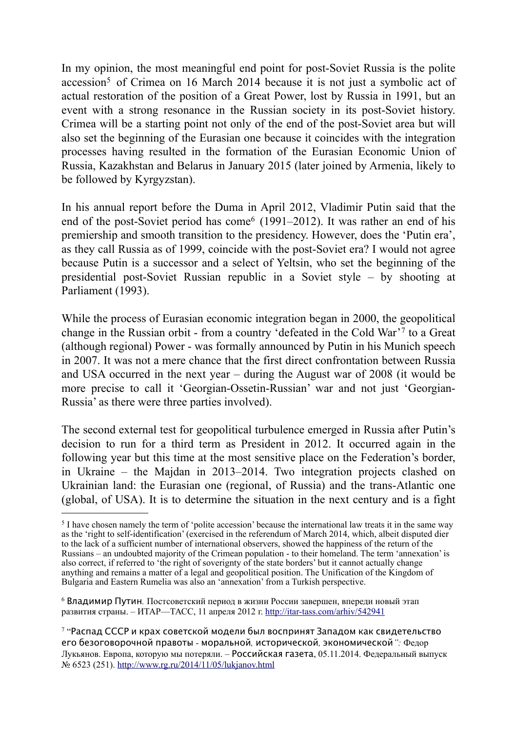In my opinion, the most meaningful end point for post-Soviet Russia is the polite accession[5] of Crimea on 16 March 2014 because it is not just a symbolic act of actual restoration of the position of a Great Power, lost by Russia in 1991, but an event with a strong resonance in the Russian society in its post-Soviet history. Crimea will be a starting point not only of the end of the post-Soviet area but will also set the beginning of the Eurasian one because it coincides with the integration processes having resulted in the formation of the Eurasian Economic Union of Russia, Kazakhstan and Belarus in January 2015 (later joined by Armenia, likely to be followed by Kyrgyzstan).

In his annual report before the Duma in April 2012, Vladimir Putin said that the end of the post-Soviet period has come[6] (1991–2012). It was rather an end of his premiership and smooth transition to the presidency. However, does the 'Putin era', as they call Russia as of 1999, coincide with the post-Soviet era? I would not agree because Putin is a successor and a select of Yeltsin, who set the beginning of the presidential post-Soviet Russian republic in a Soviet style – by shooting at Parliament (1993).

While the process of Eurasian economic integration began in 2000, the geopolitical change in the Russian orbit - from a country 'defeated in the Cold War'[7] to a Great (although regional) Power - was formally announced by Putin in his Munich speech in 2007. It was not a mere chance that the first direct confrontation between Russia and USA occurred in the next year – during the August war of 2008 (it would be more precise to call it 'Georgian-Ossetin-Russian' war and not just 'Georgian-Russia' as there were three parties involved).

The second external test for geopolitical turbulence emerged in Russia after Putin's decision to run for a third term as President in 2012. It occurred again in the following year but this time at the most sensitive place on the Federation's border, in Ukraine – the Majdan in 2013–2014. Two integration projects clashed on Ukrainian land: the Eurasian one (regional, of Russia) and the trans-Atlantic one (global, of USA). It is to determine the situation in the next century and is a fight

---

[5] I have chosen namely the term of 'polite accession' because the international law treats it in the same way as the 'right to self-identification' (exercised in the referendum of March 2014, which, albeit disputed dier to the lack of a sufficient number of international observers, showed the happiness of the return of the Russians – an undoubted majority of the Crimean population - to their homeland. The term 'annexation' is also correct, if referred to 'the right of soverignty of the state borders' but it cannot actually change anything and remains a matter of a legal and geopolitical position. The Unification of the Kingdom of Bulgaria and Eastern Rumelia was also an 'annexation' from a Turkish perspective.

[6] Владимир Путин. Постсоветский период в жизни России завершен, впереди новый этап развития страны. – ИТАР—ТАСС, 11 апреля 2012 г. http://itar-tass.com/arhiv/542941

[7] "Распад СССР и крах советской модели был воспринят Западом как свидетельство его безоговорочной правоты - моральной, исторической, экономической*":* Федор Лукьянов. Европа, которую мы потеряли. – Российская газета, 05.11.2014. Федеральный выпуск № 6523 (251). http://www.rg.ru/2014/11/05/lukjanov.html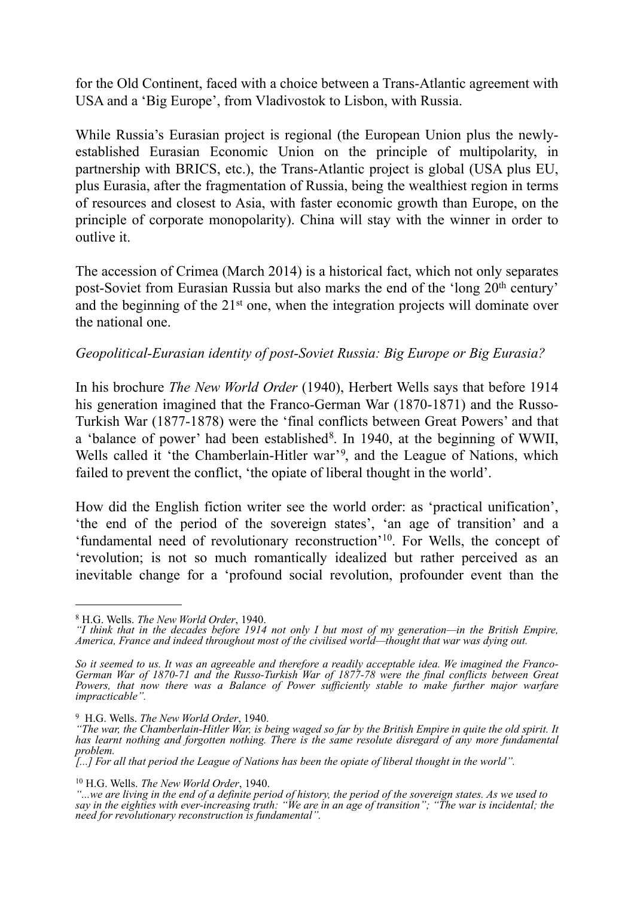for the Old Continent, faced with a choice between a Trans-Atlantic agreement with USA and a 'Big Europe', from Vladivostok to Lisbon, with Russia.

While Russia's Eurasian project is regional (the European Union plus the newly-established Eurasian Economic Union on the principle of multipolarity, in partnership with BRICS, etc.), the Trans-Atlantic project is global (USA plus EU, plus Eurasia, after the fragmentation of Russia, being the wealthiest region in terms of resources and closest to Asia, with faster economic growth than Europe, on the principle of corporate monopolarity). China will stay with the winner in order to outlive it.

The accession of Crimea (March 2014) is a historical fact, which not only separates post-Soviet from Eurasian Russia but also marks the end of the 'long 20th century' and the beginning of the 21st one, when the integration projects will dominate over the national one.

*Geopolitical-Eurasian identity of post-Soviet Russia: Big Europe or Big Eurasia?*

In his brochure *The New World Order* (1940), Herbert Wells says that before 1914 his generation imagined that the Franco-German War (1870-1871) and the Russo-Turkish War (1877-1878) were the 'final conflicts between Great Powers' and that a 'balance of power' had been established[8]. In 1940, at the beginning of WWII, Wells called it 'the Chamberlain-Hitler war'[9], and the League of Nations, which failed to prevent the conflict, 'the opiate of liberal thought in the world'.

How did the English fiction writer see the world order: as 'practical unification', 'the end of the period of the sovereign states', 'an age of transition' and a 'fundamental need of revolutionary reconstruction'[10]. For Wells, the concept of 'revolution; is not so much romantically idealized but rather perceived as an inevitable change for a 'profound social revolution, profounder event than the

---

[8] H.G. Wells. *The New World Order*, 1940.
*"I think that in the decades before 1914 not only I but most of my generation—in the British Empire, America, France and indeed throughout most of the civilised world—thought that war was dying out.*

*So it seemed to us. It was an agreeable and therefore a readily acceptable idea. We imagined the Franco-German War of 1870-71 and the Russo-Turkish War of 1877-78 were the final conflicts between Great Powers, that now there was a Balance of Power sufficiently stable to make further major warfare impracticable".*

[9] H.G. Wells. *The New World Order*, 1940.
*"The war, the Chamberlain-Hitler War, is being waged so far by the British Empire in quite the old spirit. It has learnt nothing and forgotten nothing. There is the same resolute disregard of any more fundamental problem.*
*[...] For all that period the League of Nations has been the opiate of liberal thought in the world".*

[10] H.G. Wells. *The New World Order*, 1940.
*"...we are living in the end of a definite period of history, the period of the sovereign states. As we used to say in the eighties with ever-increasing truth: "We are in an age of transition"; "The war is incidental; the need for revolutionary reconstruction is fundamental".*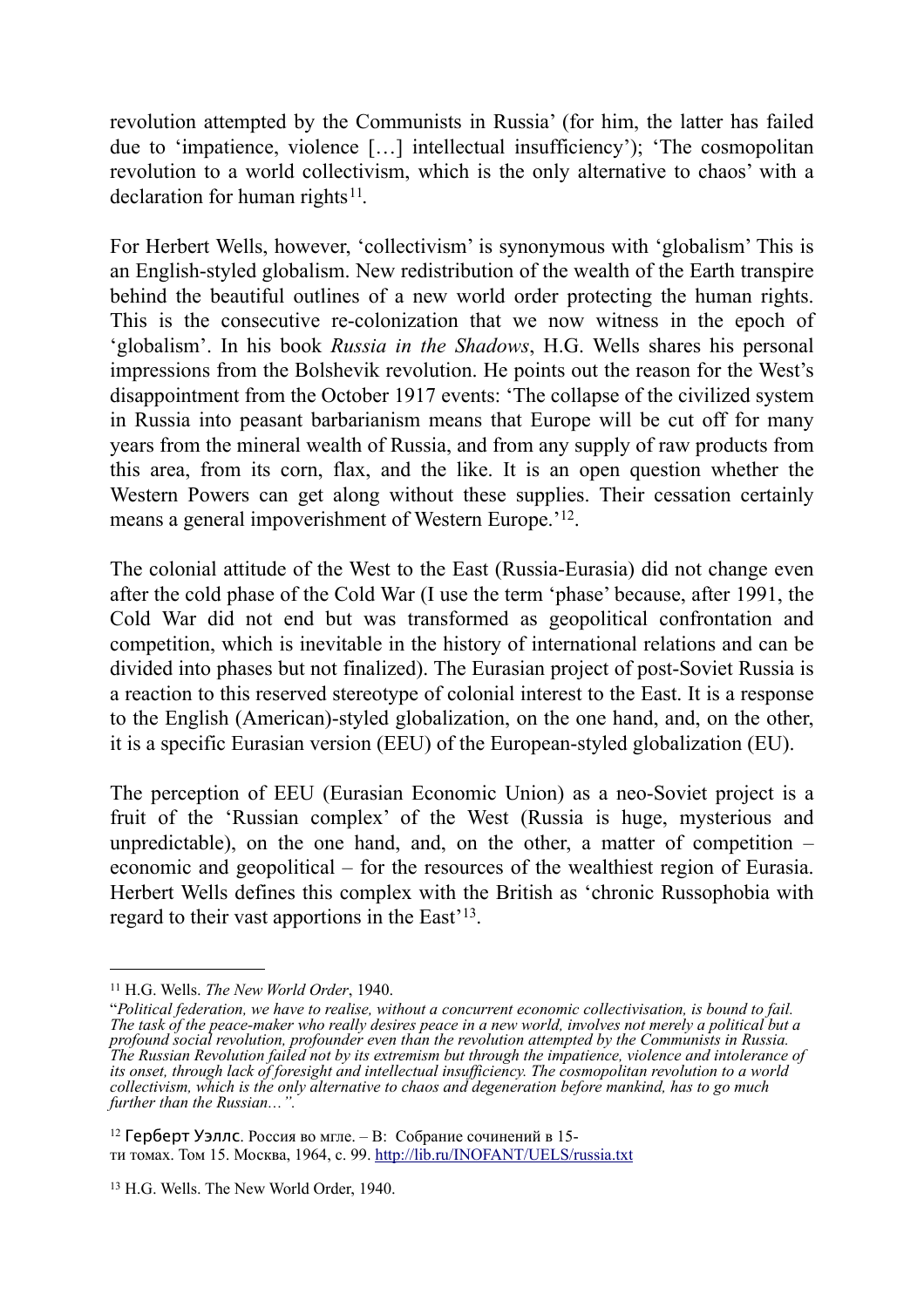revolution attempted by the Communists in Russia' (for him, the latter has failed due to 'impatience, violence […] intellectual insufficiency'); 'The cosmopolitan revolution to a world collectivism, which is the only alternative to chaos' with a declaration for human rights[11].

For Herbert Wells, however, 'collectivism' is synonymous with 'globalism' This is an English-styled globalism. New redistribution of the wealth of the Earth transpire behind the beautiful outlines of a new world order protecting the human rights. This is the consecutive re-colonization that we now witness in the epoch of 'globalism'. In his book *Russia in the Shadows*, H.G. Wells shares his personal impressions from the Bolshevik revolution. He points out the reason for the West's disappointment from the October 1917 events: 'The collapse of the civilized system in Russia into peasant barbarianism means that Europe will be cut off for many years from the mineral wealth of Russia, and from any supply of raw products from this area, from its corn, flax, and the like. It is an open question whether the Western Powers can get along without these supplies. Their cessation certainly means a general impoverishment of Western Europe.'[12].

The colonial attitude of the West to the East (Russia-Eurasia) did not change even after the cold phase of the Cold War (I use the term 'phase' because, after 1991, the Cold War did not end but was transformed as geopolitical confrontation and competition, which is inevitable in the history of international relations and can be divided into phases but not finalized). The Eurasian project of post-Soviet Russia is a reaction to this reserved stereotype of colonial interest to the East. It is a response to the English (American)-styled globalization, on the one hand, and, on the other, it is a specific Eurasian version (EEU) of the European-styled globalization (EU).

The perception of EEU (Eurasian Economic Union) as a neo-Soviet project is a fruit of the 'Russian complex' of the West (Russia is huge, mysterious and unpredictable), on the one hand, and, on the other, a matter of competition – economic and geopolitical – for the resources of the wealthiest region of Eurasia. Herbert Wells defines this complex with the British as 'chronic Russophobia with regard to their vast apportions in the East'[13].

---

[11] H.G. Wells. *The New World Order*, 1940.

"*Political federation, we have to realise, without a concurrent economic collectivisation, is bound to fail. The task of the peace-maker who really desires peace in a new world, involves not merely a political but a profound social revolution, profounder even than the revolution attempted by the Communists in Russia. The Russian Revolution failed not by its extremism but through the impatience, violence and intolerance of its onset, through lack of foresight and intellectual insufficiency. The cosmopolitan revolution to a world collectivism, which is the only alternative to chaos and degeneration before mankind, has to go much further than the Russian…*".

[12] Герберт Уэллс. Россия во мгле. – В: Собрание сочинений в 15-ти томах. Том 15. Москва, 1964, с. 99. http://lib.ru/INOFANT/UELS/russia.txt

[13] H.G. Wells. The New World Order, 1940.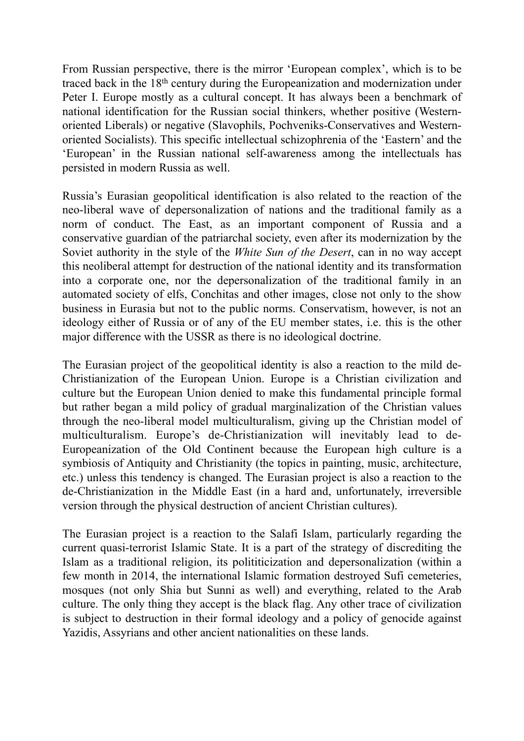From Russian perspective, there is the mirror 'European complex', which is to be traced back in the 18th century during the Europeanization and modernization under Peter I. Europe mostly as a cultural concept. It has always been a benchmark of national identification for the Russian social thinkers, whether positive (Western-oriented Liberals) or negative (Slavophils, Pochveniks-Conservatives and Western-oriented Socialists). This specific intellectual schizophrenia of the 'Eastern' and the 'European' in the Russian national self-awareness among the intellectuals has persisted in modern Russia as well.

Russia's Eurasian geopolitical identification is also related to the reaction of the neo-liberal wave of depersonalization of nations and the traditional family as a norm of conduct. The East, as an important component of Russia and a conservative guardian of the patriarchal society, even after its modernization by the Soviet authority in the style of the *White Sun of the Desert*, can in no way accept this neoliberal attempt for destruction of the national identity and its transformation into a corporate one, nor the depersonalization of the traditional family in an automated society of elfs, Conchitas and other images, close not only to the show business in Eurasia but not to the public norms. Conservatism, however, is not an ideology either of Russia or of any of the EU member states, i.e. this is the other major difference with the USSR as there is no ideological doctrine.

The Eurasian project of the geopolitical identity is also a reaction to the mild de-Christianization of the European Union. Europe is a Christian civilization and culture but the European Union denied to make this fundamental principle formal but rather began a mild policy of gradual marginalization of the Christian values through the neo-liberal model multiculturalism, giving up the Christian model of multiculturalism. Europe's de-Christianization will inevitably lead to de-Europeanization of the Old Continent because the European high culture is a symbiosis of Antiquity and Christianity (the topics in painting, music, architecture, etc.) unless this tendency is changed. The Eurasian project is also a reaction to the de-Christianization in the Middle East (in a hard and, unfortunately, irreversible version through the physical destruction of ancient Christian cultures).

The Eurasian project is a reaction to the Salafi Islam, particularly regarding the current quasi-terrorist Islamic State. It is a part of the strategy of discrediting the Islam as a traditional religion, its polititicization and depersonalization (within a few month in 2014, the international Islamic formation destroyed Sufi cemeteries, mosques (not only Shia but Sunni as well) and everything, related to the Arab culture. The only thing they accept is the black flag. Any other trace of civilization is subject to destruction in their formal ideology and a policy of genocide against Yazidis, Assyrians and other ancient nationalities on these lands.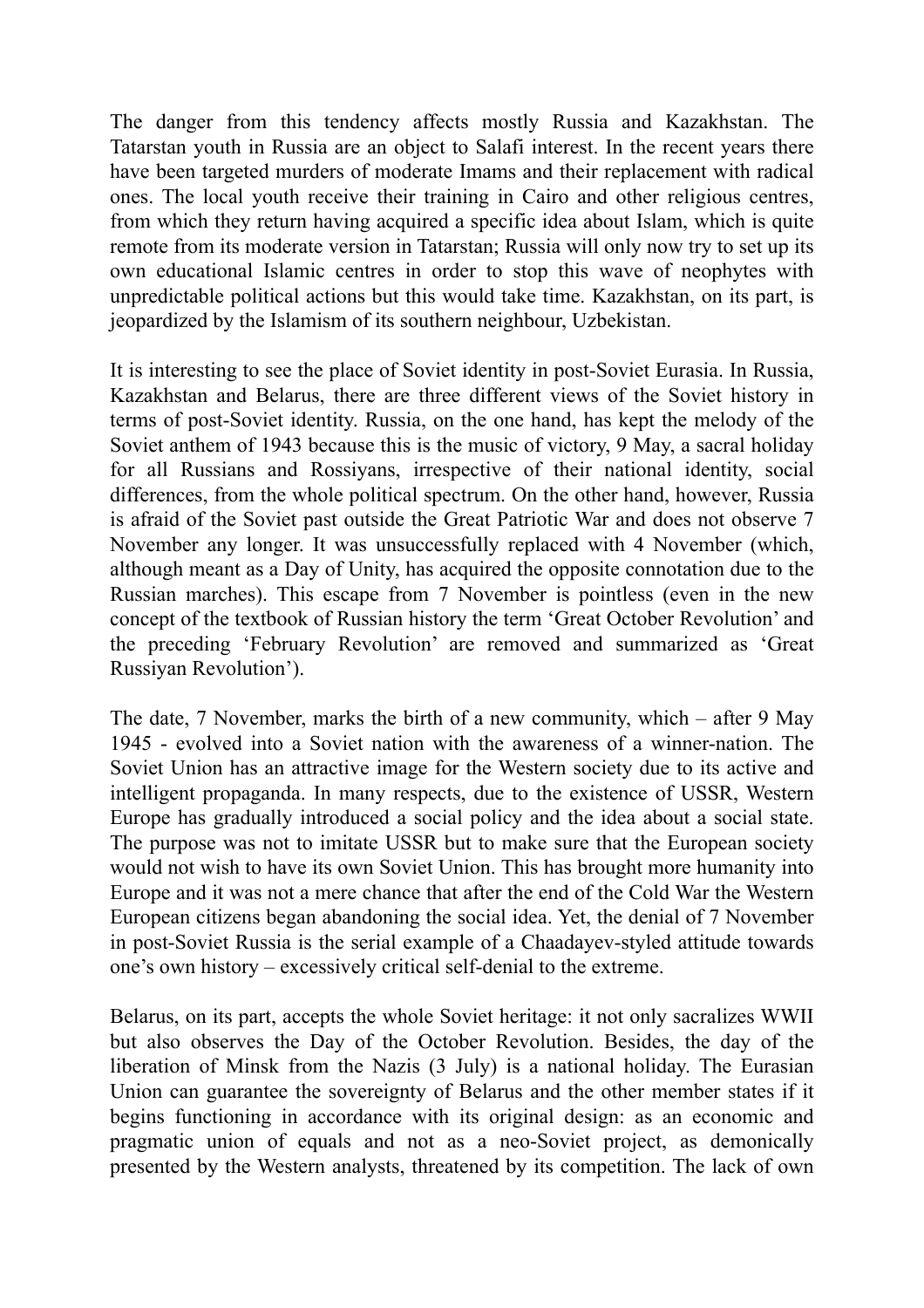The danger from this tendency affects mostly Russia and Kazakhstan. The Tatarstan youth in Russia are an object to Salafi interest. In the recent years there have been targeted murders of moderate Imams and their replacement with radical ones. The local youth receive their training in Cairo and other religious centres, from which they return having acquired a specific idea about Islam, which is quite remote from its moderate version in Tatarstan; Russia will only now try to set up its own educational Islamic centres in order to stop this wave of neophytes with unpredictable political actions but this would take time. Kazakhstan, on its part, is jeopardized by the Islamism of its southern neighbour, Uzbekistan.

It is interesting to see the place of Soviet identity in post-Soviet Eurasia. In Russia, Kazakhstan and Belarus, there are three different views of the Soviet history in terms of post-Soviet identity. Russia, on the one hand, has kept the melody of the Soviet anthem of 1943 because this is the music of victory, 9 May, a sacral holiday for all Russians and Rossiyans, irrespective of their national identity, social differences, from the whole political spectrum. On the other hand, however, Russia is afraid of the Soviet past outside the Great Patriotic War and does not observe 7 November any longer. It was unsuccessfully replaced with 4 November (which, although meant as a Day of Unity, has acquired the opposite connotation due to the Russian marches). This escape from 7 November is pointless (even in the new concept of the textbook of Russian history the term 'Great October Revolution' and the preceding 'February Revolution' are removed and summarized as 'Great Russiyan Revolution').

The date, 7 November, marks the birth of a new community, which – after 9 May 1945 - evolved into a Soviet nation with the awareness of a winner-nation. The Soviet Union has an attractive image for the Western society due to its active and intelligent propaganda. In many respects, due to the existence of USSR, Western Europe has gradually introduced a social policy and the idea about a social state. The purpose was not to imitate USSR but to make sure that the European society would not wish to have its own Soviet Union. This has brought more humanity into Europe and it was not a mere chance that after the end of the Cold War the Western European citizens began abandoning the social idea. Yet, the denial of 7 November in post-Soviet Russia is the serial example of a Chaadayev-styled attitude towards one's own history – excessively critical self-denial to the extreme.

Belarus, on its part, accepts the whole Soviet heritage: it not only sacralizes WWII but also observes the Day of the October Revolution. Besides, the day of the liberation of Minsk from the Nazis (3 July) is a national holiday. The Eurasian Union can guarantee the sovereignty of Belarus and the other member states if it begins functioning in accordance with its original design: as an economic and pragmatic union of equals and not as a neo-Soviet project, as demonically presented by the Western analysts, threatened by its competition. The lack of own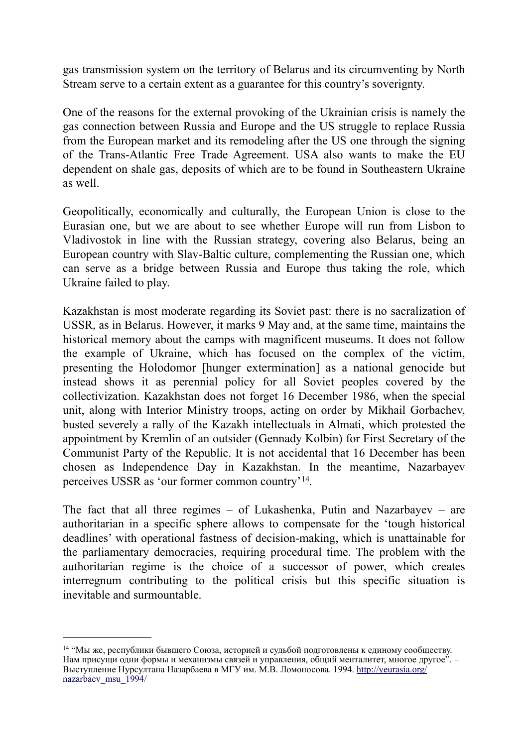gas transmission system on the territory of Belarus and its circumventing by North Stream serve to a certain extent as a guarantee for this country's soverignty.

One of the reasons for the external provoking of the Ukrainian crisis is namely the gas connection between Russia and Europe and the US struggle to replace Russia from the European market and its remodeling after the US one through the signing of the Trans-Atlantic Free Trade Agreement. USA also wants to make the EU dependent on shale gas, deposits of which are to be found in Southeastern Ukraine as well.

Geopolitically, economically and culturally, the European Union is close to the Eurasian one, but we are about to see whether Europe will run from Lisbon to Vladivostok in line with the Russian strategy, covering also Belarus, being an European country with Slav-Baltic culture, complementing the Russian one, which can serve as a bridge between Russia and Europe thus taking the role, which Ukraine failed to play.

Kazakhstan is most moderate regarding its Soviet past: there is no sacralization of USSR, as in Belarus. However, it marks 9 May and, at the same time, maintains the historical memory about the camps with magnificent museums. It does not follow the example of Ukraine, which has focused on the complex of the victim, presenting the Holodomor [hunger extermination] as a national genocide but instead shows it as perennial policy for all Soviet peoples covered by the collectivization. Kazakhstan does not forget 16 December 1986, when the special unit, along with Interior Ministry troops, acting on order by Mikhail Gorbachev, busted severely a rally of the Kazakh intellectuals in Almati, which protested the appointment by Kremlin of an outsider (Gennady Kolbin) for First Secretary of the Communist Party of the Republic. It is not accidental that 16 December has been chosen as Independence Day in Kazakhstan. In the meantime, Nazarbayev perceives USSR as 'our former common country'[14].

The fact that all three regimes – of Lukashenka, Putin and Nazarbayev – are authoritarian in a specific sphere allows to compensate for the 'tough historical deadlines' with operational fastness of decision-making, which is unattainable for the parliamentary democracies, requiring procedural time. The problem with the authoritarian regime is the choice of a successor of power, which creates interregnum contributing to the political crisis but this specific situation is inevitable and surmountable.

---

[14] "Мы же, республики бывшего Союза, историей и судьбой подготовлены к единому сообществу. Нам присущи одни формы и механизмы связей и управления, общий менталитет, многое другое". – Выступление Нурсултана Назарбаева в МГУ им. М.В. Ломоносова. 1994. http://yeurasia.org/nazarbaev_msu_1994/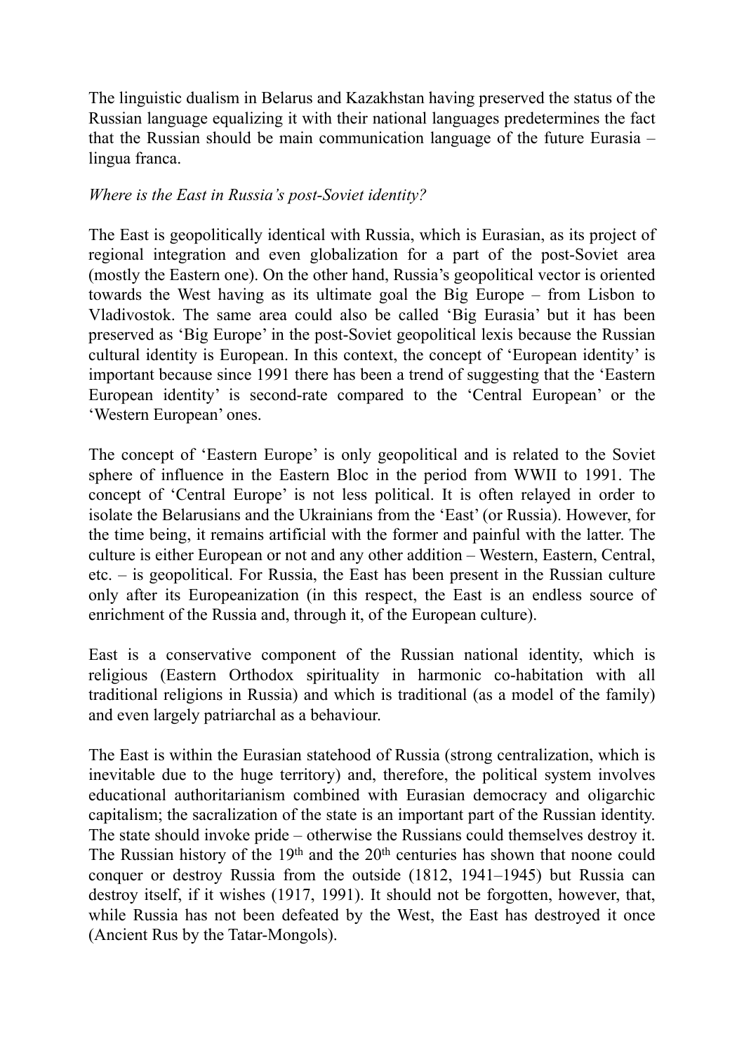The linguistic dualism in Belarus and Kazakhstan having preserved the status of the Russian language equalizing it with their national languages predetermines the fact that the Russian should be main communication language of the future Eurasia – lingua franca.

*Where is the East in Russia's post-Soviet identity?*

The East is geopolitically identical with Russia, which is Eurasian, as its project of regional integration and even globalization for a part of the post-Soviet area (mostly the Eastern one). On the other hand, Russia's geopolitical vector is oriented towards the West having as its ultimate goal the Big Europe – from Lisbon to Vladivostok. The same area could also be called 'Big Eurasia' but it has been preserved as 'Big Europe' in the post-Soviet geopolitical lexis because the Russian cultural identity is European. In this context, the concept of 'European identity' is important because since 1991 there has been a trend of suggesting that the 'Eastern European identity' is second-rate compared to the 'Central European' or the 'Western European' ones.

The concept of 'Eastern Europe' is only geopolitical and is related to the Soviet sphere of influence in the Eastern Bloc in the period from WWII to 1991. The concept of 'Central Europe' is not less political. It is often relayed in order to isolate the Belarusians and the Ukrainians from the 'East' (or Russia). However, for the time being, it remains artificial with the former and painful with the latter. The culture is either European or not and any other addition – Western, Eastern, Central, etc. – is geopolitical. For Russia, the East has been present in the Russian culture only after its Europeanization (in this respect, the East is an endless source of enrichment of the Russia and, through it, of the European culture).

East is a conservative component of the Russian national identity, which is religious (Eastern Orthodox spirituality in harmonic co-habitation with all traditional religions in Russia) and which is traditional (as a model of the family) and even largely patriarchal as a behaviour.

The East is within the Eurasian statehood of Russia (strong centralization, which is inevitable due to the huge territory) and, therefore, the political system involves educational authoritarianism combined with Eurasian democracy and oligarchic capitalism; the sacralization of the state is an important part of the Russian identity. The state should invoke pride – otherwise the Russians could themselves destroy it. The Russian history of the 19th and the 20th centuries has shown that noone could conquer or destroy Russia from the outside (1812, 1941–1945) but Russia can destroy itself, if it wishes (1917, 1991). It should not be forgotten, however, that, while Russia has not been defeated by the West, the East has destroyed it once (Ancient Rus by the Tatar-Mongols).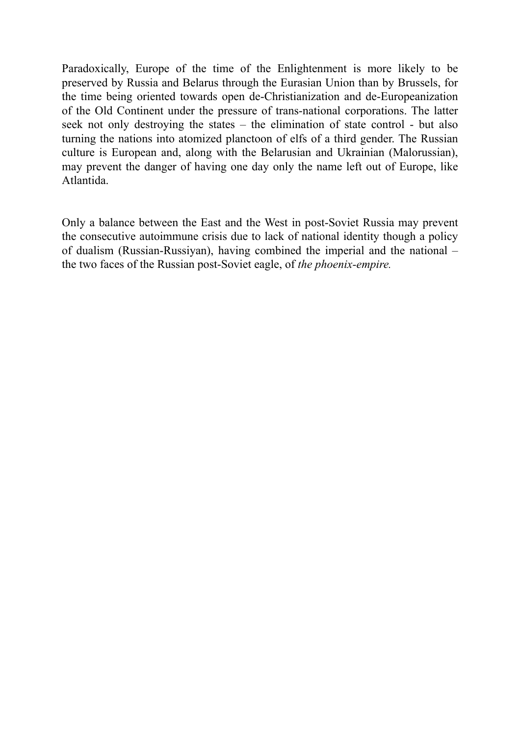Paradoxically, Europe of the time of the Enlightenment is more likely to be preserved by Russia and Belarus through the Eurasian Union than by Brussels, for the time being oriented towards open de-Christianization and de-Europeanization of the Old Continent under the pressure of trans-national corporations. The latter seek not only destroying the states – the elimination of state control - but also turning the nations into atomized planctoon of elfs of a third gender. The Russian culture is European and, along with the Belarusian and Ukrainian (Malorussian), may prevent the danger of having one day only the name left out of Europe, like Atlantida.

Only a balance between the East and the West in post-Soviet Russia may prevent the consecutive autoimmune crisis due to lack of national identity though a policy of dualism (Russian-Russiyan), having combined the imperial and the national – the two faces of the Russian post-Soviet eagle, of *the phoenix-empire.*